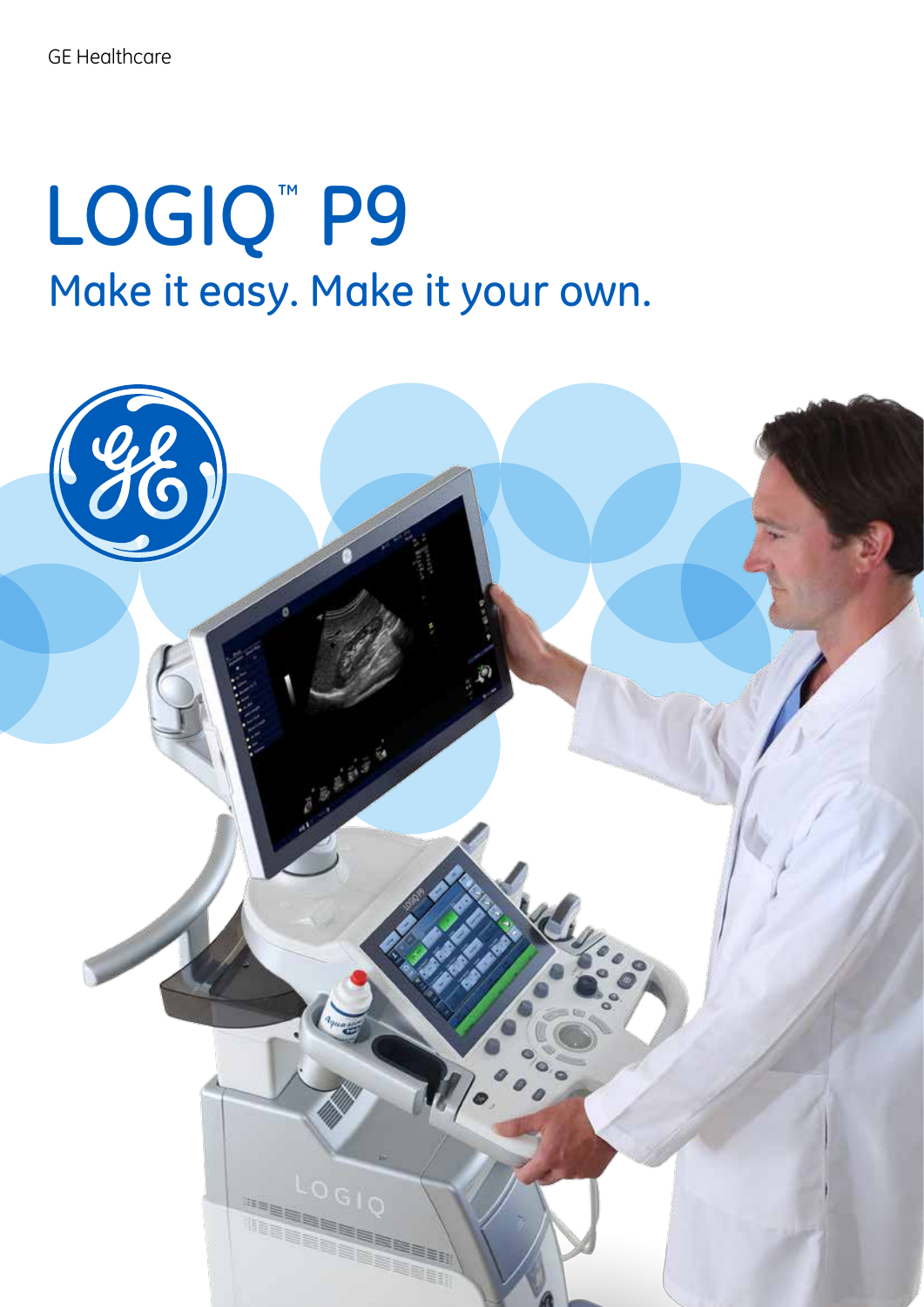GE Healthcare

# LOGIQ™ P9

## Make it easy. Make it your own.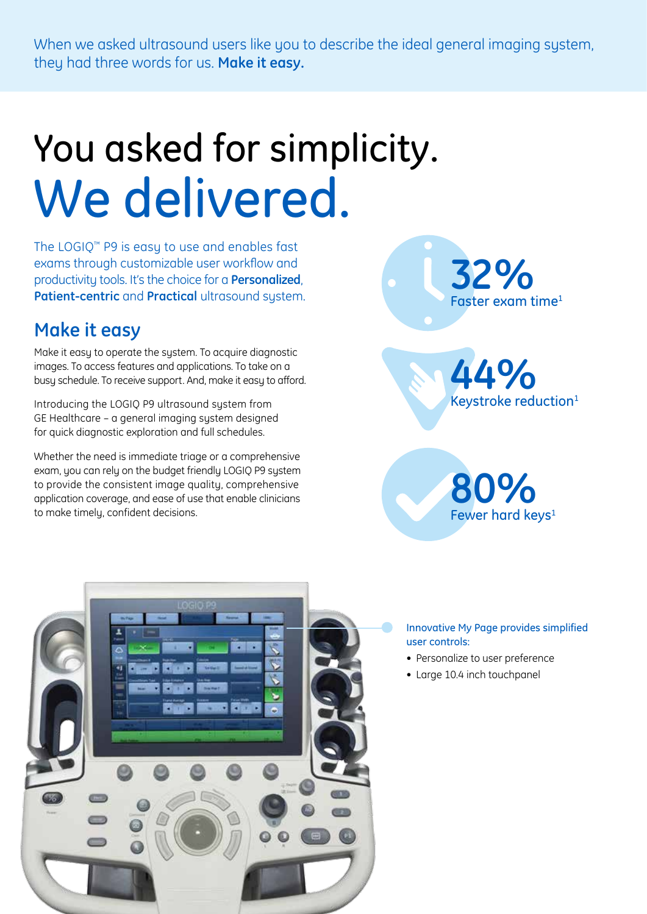When we asked ultrasound users like you to describe the ideal general imaging system, they had three words for us. **Make it easy.**

# You asked for simplicity. We delivered.

The LOGIQ™ P9 is easy to use and enables fast exams through customizable user workflow and productivity tools. It's the choice for a **Personalized**, **Patient-centric** and **Practical** ultrasound system.

## Make it easy

Make it easy to operate the system. To acquire diagnostic images. To access features and applications. To take on a busy schedule. To receive support. And, make it easy to afford.

Introducing the LOGIQ P9 ultrasound system from GE Healthcare – a general imaging system designed for quick diagnostic exploration and full schedules.

Whether the need is immediate triage or a comprehensive exam, you can rely on the budget friendly LOGIQ P9 system to provide the consistent image quality, comprehensive application coverage, and ease of use that enable clinicians to make timely, confident decisions.

**32%**
Faster exam time[1]

**44%**
Keystroke reduction[1]

**80%**
Fewer hard keys[1]

Innovative My Page provides simplified user controls:

- Personalize to user preference
- Large 10.4 inch touchpanel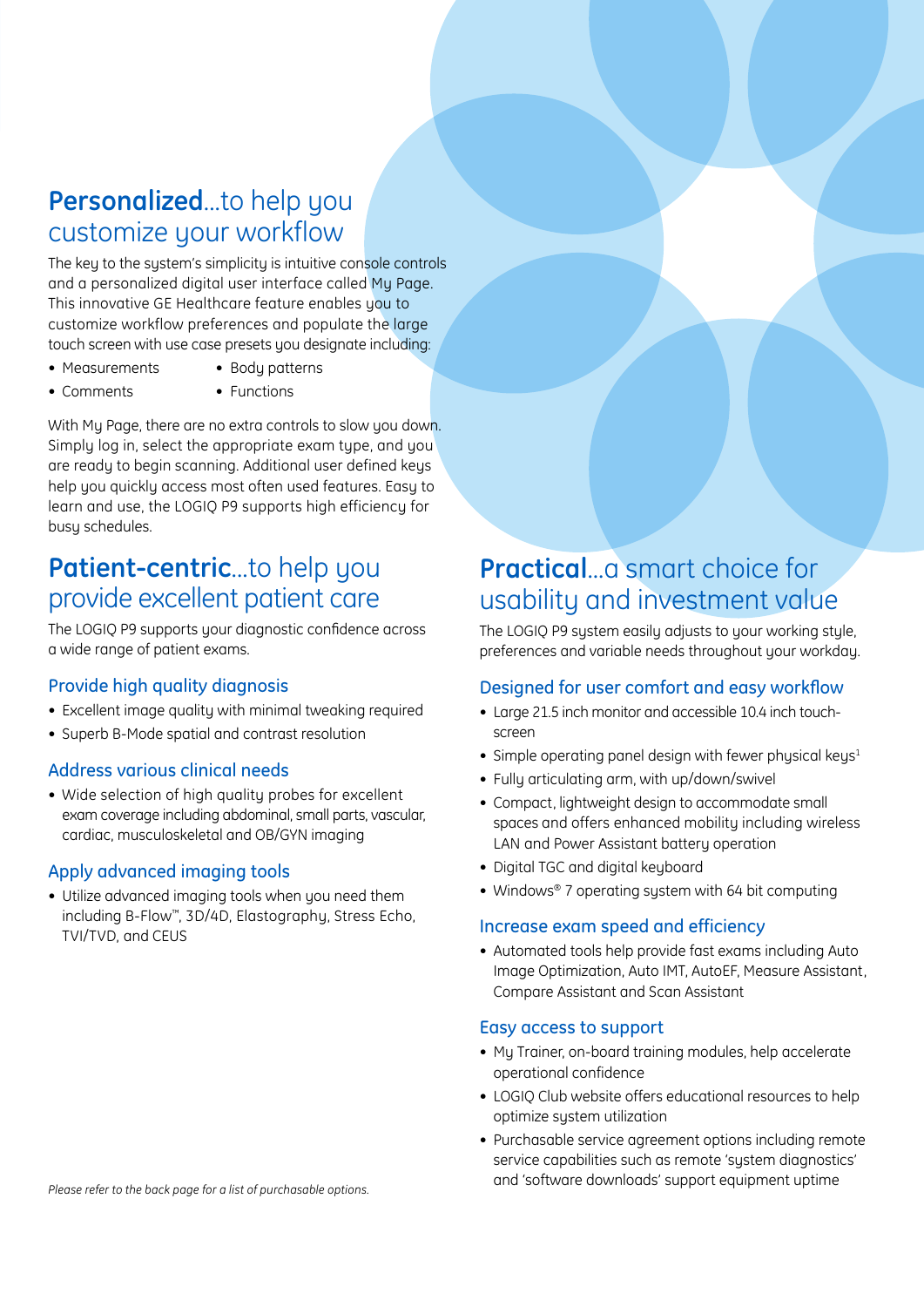## **Personalized**...to help you customize your workflow

The key to the system's simplicity is intuitive console controls and a personalized digital user interface called My Page. This innovative GE Healthcare feature enables you to customize workflow preferences and populate the large touch screen with use case presets you designate including:

- Measurements
- Comments
- Body patterns
- Functions

With My Page, there are no extra controls to slow you down. Simply log in, select the appropriate exam type, and you are ready to begin scanning. Additional user defined keys help you quickly access most often used features. Easy to learn and use, the LOGIQ P9 supports high efficiency for busy schedules.

## **Patient-centric**...to help you provide excellent patient care

The LOGIQ P9 supports your diagnostic confidence across a wide range of patient exams.

### Provide high quality diagnosis

- Excellent image quality with minimal tweaking required
- Superb B-Mode spatial and contrast resolution

### Address various clinical needs

- Wide selection of high quality probes for excellent exam coverage including abdominal, small parts, vascular, cardiac, musculoskeletal and OB/GYN imaging

### Apply advanced imaging tools

- Utilize advanced imaging tools when you need them including B-Flow™, 3D/4D, Elastography, Stress Echo, TVI/TVD, and CEUS

*Please refer to the back page for a list of purchasable options.*

## **Practical**...a smart choice for usability and investment value

The LOGIQ P9 system easily adjusts to your working style, preferences and variable needs throughout your workday.

### Designed for user comfort and easy workflow

- Large 21.5 inch monitor and accessible 10.4 inch touch-screen
- Simple operating panel design with fewer physical keys[1]
- Fully articulating arm, with up/down/swivel
- Compact, lightweight design to accommodate small spaces and offers enhanced mobility including wireless LAN and Power Assistant battery operation
- Digital TGC and digital keyboard
- Windows® 7 operating system with 64 bit computing

### Increase exam speed and efficiency

- Automated tools help provide fast exams including Auto Image Optimization, Auto IMT, AutoEF, Measure Assistant, Compare Assistant and Scan Assistant

### Easy access to support

- My Trainer, on-board training modules, help accelerate operational confidence
- LOGIQ Club website offers educational resources to help optimize system utilization
- Purchasable service agreement options including remote service capabilities such as remote 'system diagnostics' and 'software downloads' support equipment uptime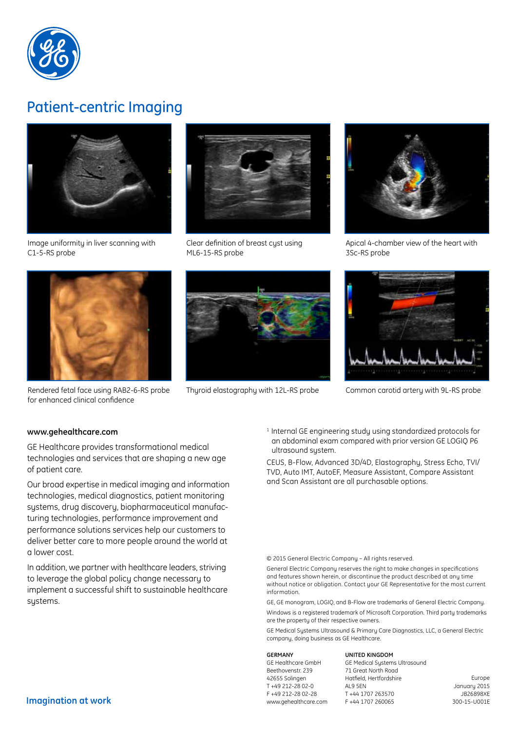## Patient-centric Imaging

Image uniformity in liver scanning with C1-5-RS probe

Clear definition of breast cyst using ML6-15-RS probe

Apical 4-chamber view of the heart with 3Sc-RS probe

Rendered fetal face using RAB2-6-RS probe for enhanced clinical confidence

Thyroid elastography with 12L-RS probe

Common carotid artery with 9L-RS probe

**www.gehealthcare.com**

GE Healthcare provides transformational medical technologies and services that are shaping a new age of patient care.

Our broad expertise in medical imaging and information technologies, medical diagnostics, patient monitoring systems, drug discovery, biopharmaceutical manufacturing technologies, performance improvement and performance solutions services help our customers to deliver better care to more people around the world at a lower cost.

In addition, we partner with healthcare leaders, striving to leverage the global policy change necessary to implement a successful shift to sustainable healthcare systems.

[1] Internal GE engineering study using standardized protocols for an abdominal exam compared with prior version GE LOGIQ P6 ultrasound system.

CEUS, B-Flow, Advanced 3D/4D, Elastography, Stress Echo, TVI/TVD, Auto IMT, AutoEF, Measure Assistant, Compare Assistant and Scan Assistant are all purchasable options.

© 2015 General Electric Company – All rights reserved.

General Electric Company reserves the right to make changes in specifications and features shown herein, or discontinue the product described at any time without notice or obligation. Contact your GE Representative for the most current information.

GE, GE monogram, LOGIQ, and B-Flow are trademarks of General Electric Company.

Windows is a registered trademark of Microsoft Corporation. Third party trademarks are the property of their respective owners.

GE Medical Systems Ultrasound & Primary Care Diagnostics, LLC, a General Electric company, doing business as GE Healthcare.

**GERMANY**
GE Healthcare GmbH
Beethovenstr. 239
42655 Solingen
T +49 212-28 02-0
F +49 212-28 02-28
www.gehealthcare.com

**UNITED KINGDOM**
GE Medical Systems Ultrasound
71 Great North Road
Hatfield, Hertfordshire
AL9 5EN
T +44 1707 263570
F +44 1707 260065

Europe
January 2015
JB26898XE
300-15-U001E

**Imagination at work**